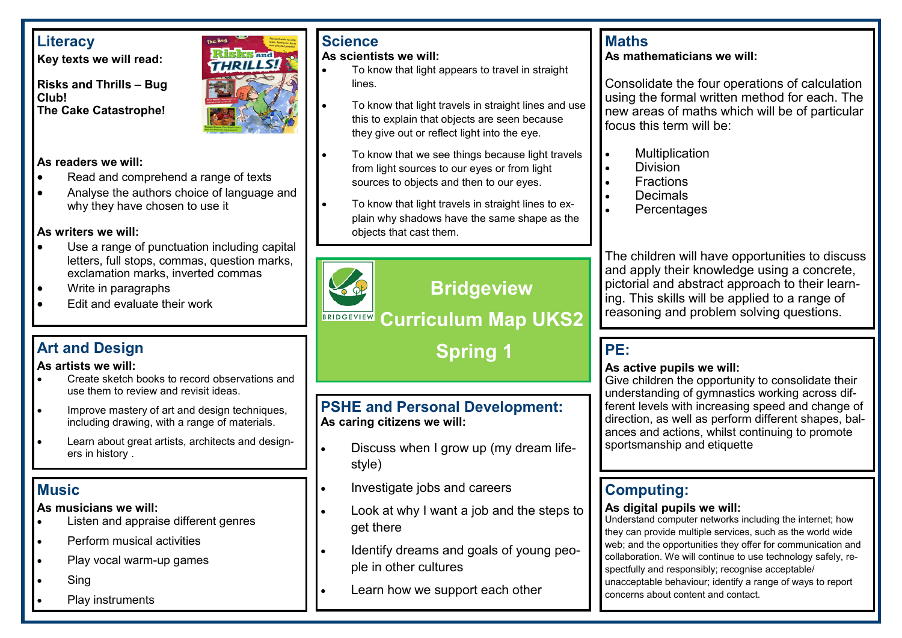# Bridgeview Curriculum Map UKS2

## Spring 1

## Literacy

**Key texts we will read:**

**Risks and Thrills – Bug Club!**
**The Cake Catastrophe!**

**As readers we will:**

- Read and comprehend a range of texts
- Analyse the authors choice of language and why they have chosen to use it

**As writers we will:**

- Use a range of punctuation including capital letters, full stops, commas, question marks, exclamation marks, inverted commas
- Write in paragraphs
- Edit and evaluate their work

## Art and Design

**As artists we will:**

- Create sketch books to record observations and use them to review and revisit ideas.
- Improve mastery of art and design techniques, including drawing, with a range of materials.
- Learn about great artists, architects and designers in history .

## Music

**As musicians we will:**

- Listen and appraise different genres
- Perform musical activities
- Play vocal warm-up games
- Sing
- Play instruments

## Science

**As scientists we will:**

- To know that light appears to travel in straight lines.
- To know that light travels in straight lines and use this to explain that objects are seen because they give out or reflect light into the eye.
- To know that we see things because light travels from light sources to our eyes or from light sources to objects and then to our eyes.
- To know that light travels in straight lines to explain why shadows have the same shape as the objects that cast them.

## PSHE and Personal Development:

**As caring citizens we will:**

- Discuss when I grow up (my dream lifestyle)
- Investigate jobs and careers
- Look at why I want a job and the steps to get there
- Identify dreams and goals of young people in other cultures
- Learn how we support each other

## Maths

**As mathematicians we will:**

Consolidate the four operations of calculation using the formal written method for each. The new areas of maths which will be of particular focus this term will be:

- Multiplication
- Division
- Fractions
- Decimals
- Percentages

The children will have opportunities to discuss and apply their knowledge using a concrete, pictorial and abstract approach to their learning. This skills will be applied to a range of reasoning and problem solving questions.

## PE:

**As active pupils we will:**

Give children the opportunity to consolidate their understanding of gymnastics working across different levels with increasing speed and change of direction, as well as perform different shapes, balances and actions, whilst continuing to promote sportsmanship and etiquette

## Computing:

**As digital pupils we will:**

Understand computer networks including the internet; how they can provide multiple services, such as the world wide web; and the opportunities they offer for communication and collaboration. We will continue to use technology safely, respectfully and responsibly; recognise acceptable/ unacceptable behaviour; identify a range of ways to report concerns about content and contact.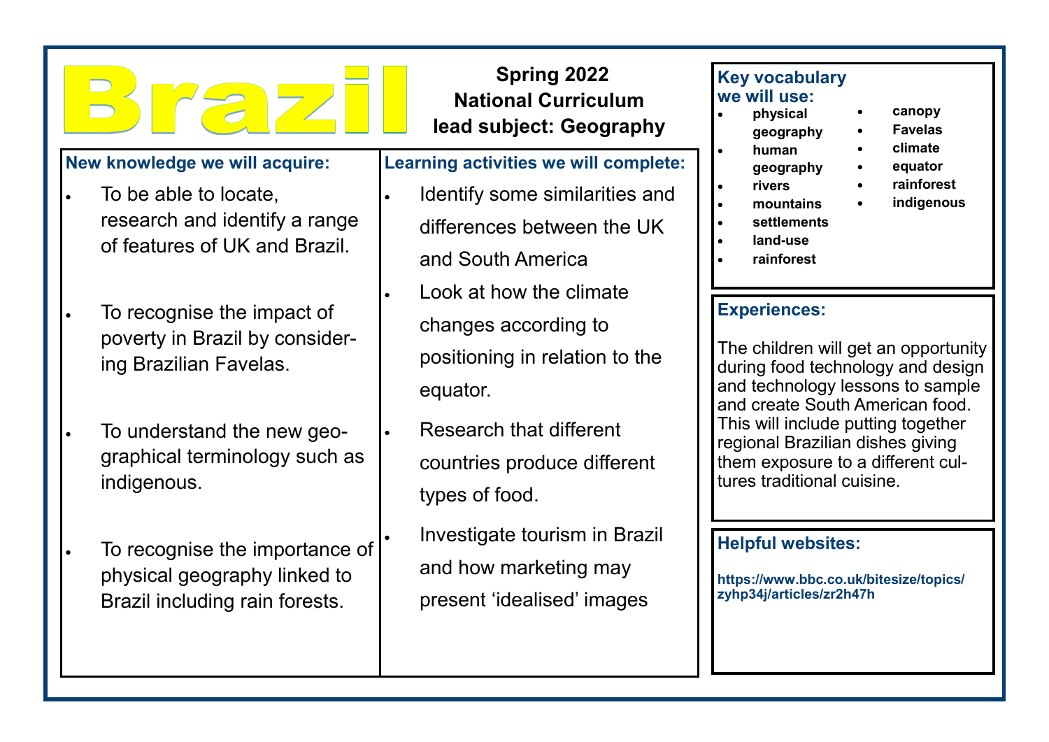# Brazil

**Spring 2022**
**National Curriculum**
**lead subject: Geography**

## New knowledge we will acquire:

- To be able to locate, research and identify a range of features of UK and Brazil.
- To recognise the impact of poverty in Brazil by considering Brazilian Favelas.
- To understand the new geographical terminology such as indigenous.
- To recognise the importance of physical geography linked to Brazil including rain forests.

## Learning activities we will complete:

- Identify some similarities and differences between the UK and South America
- Look at how the climate changes according to positioning in relation to the equator.
- Research that different countries produce different types of food.
- Investigate tourism in Brazil and how marketing may present 'idealised' images

## Key vocabulary we will use:

- **physical geography**
- **human geography**
- **rivers**
- **mountains**
- **settlements**
- **land-use**
- **rainforest**
- **canopy**
- **Favelas**
- **climate**
- **equator**
- **rainforest**
- **indigenous**

## Experiences:

The children will get an opportunity during food technology and design and technology lessons to sample and create South American food. This will include putting together regional Brazilian dishes giving them exposure to a different cultures traditional cuisine.

## Helpful websites:

**https://www.bbc.co.uk/bitesize/topics/zyhp34j/articles/zr2h47h**